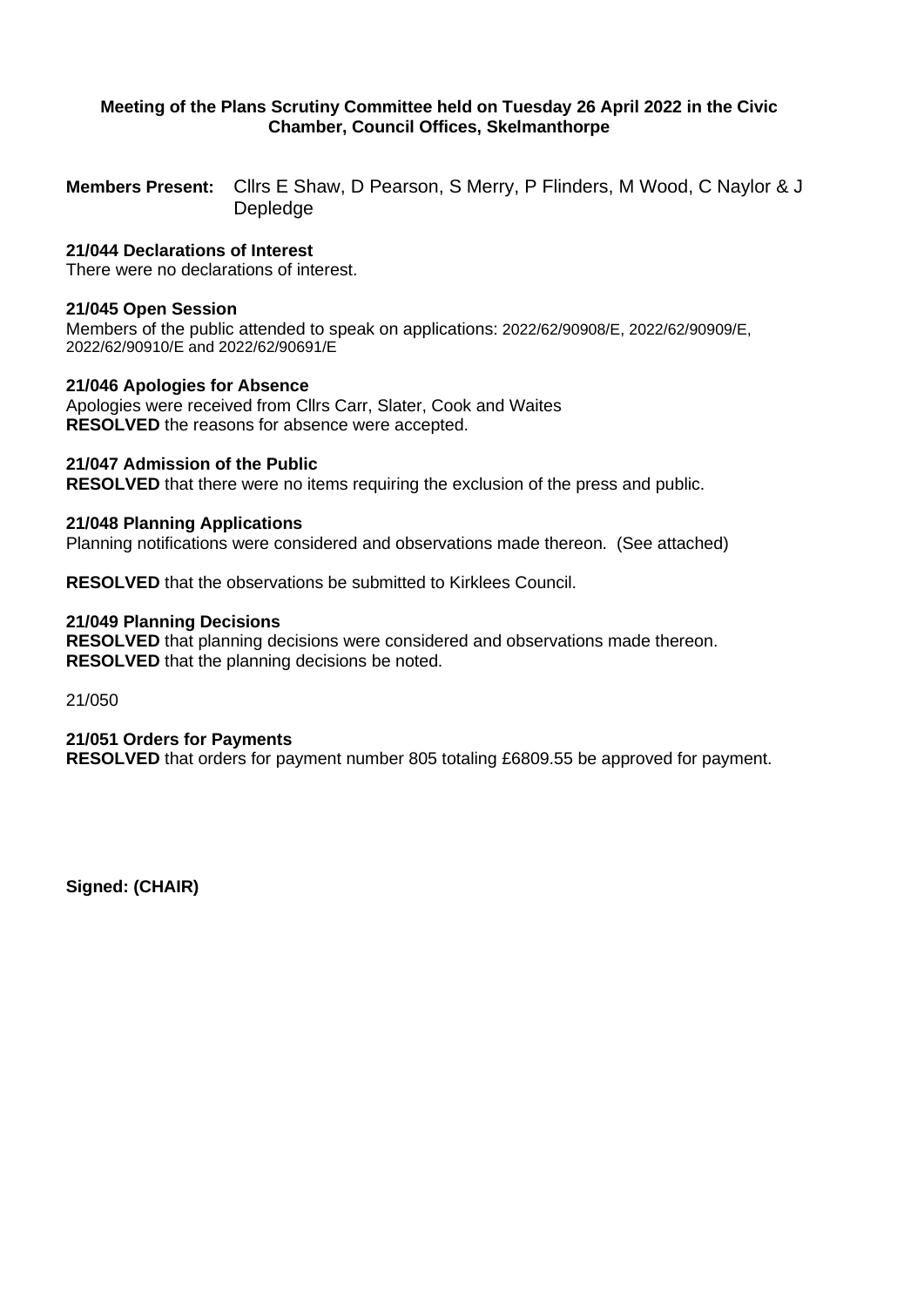**Meeting of the Plans Scrutiny Committee held on Tuesday 26 April 2022 in the Civic Chamber, Council Offices, Skelmanthorpe**

**Members Present:** Cllrs E Shaw, D Pearson, S Merry, P Flinders, M Wood, C Naylor & J Depledge

**21/044 Declarations of Interest**
There were no declarations of interest.

**21/045 Open Session**
Members of the public attended to speak on applications: 2022/62/90908/E, 2022/62/90909/E, 2022/62/90910/E and 2022/62/90691/E

**21/046 Apologies for Absence**
Apologies were received from Cllrs Carr, Slater, Cook and Waites
**RESOLVED** the reasons for absence were accepted.

**21/047 Admission of the Public**
**RESOLVED** that there were no items requiring the exclusion of the press and public.

**21/048 Planning Applications**
Planning notifications were considered and observations made thereon. (See attached)

**RESOLVED** that the observations be submitted to Kirklees Council.

**21/049 Planning Decisions**
**RESOLVED** that planning decisions were considered and observations made thereon.
**RESOLVED** that the planning decisions be noted.

21/050

**21/051 Orders for Payments**
**RESOLVED** that orders for payment number 805 totaling £6809.55 be approved for payment.

**Signed: (CHAIR)**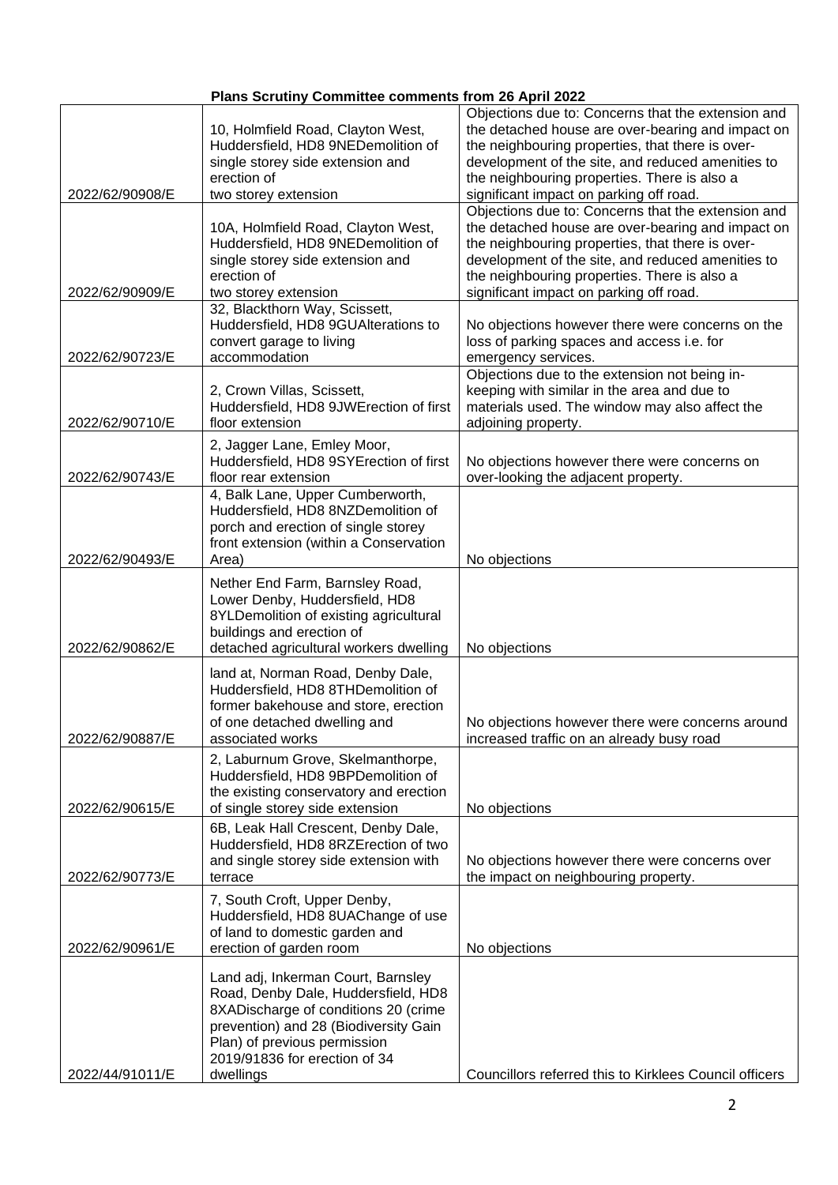**Plans Scrutiny Committee comments from 26 April 2022**

| | | |
|---|---|---|
| 2022/62/90908/E | 10, Holmfield Road, Clayton West, Huddersfield, HD8 9NEDemolition of single storey side extension and erection of two storey extension | Objections due to: Concerns that the extension and the detached house are over-bearing and impact on the neighbouring properties, that there is over-development of the site, and reduced amenities to the neighbouring properties. There is also a significant impact on parking off road. |
| 2022/62/90909/E | 10A, Holmfield Road, Clayton West, Huddersfield, HD8 9NEDemolition of single storey side extension and erection of two storey extension | Objections due to: Concerns that the extension and the detached house are over-bearing and impact on the neighbouring properties, that there is over-development of the site, and reduced amenities to the neighbouring properties. There is also a significant impact on parking off road. |
| 2022/62/90723/E | 32, Blackthorn Way, Scissett, Huddersfield, HD8 9GUAlterations to convert garage to living accommodation | No objections however there were concerns on the loss of parking spaces and access i.e. for emergency services. |
| 2022/62/90710/E | 2, Crown Villas, Scissett, Huddersfield, HD8 9JWErection of first floor extension | Objections due to the extension not being in-keeping with similar in the area and due to materials used. The window may also affect the adjoining property. |
| 2022/62/90743/E | 2, Jagger Lane, Emley Moor, Huddersfield, HD8 9SYErection of first floor rear extension | No objections however there were concerns on over-looking the adjacent property. |
| 2022/62/90493/E | 4, Balk Lane, Upper Cumberworth, Huddersfield, HD8 8NZDemolition of porch and erection of single storey front extension (within a Conservation Area) | No objections |
| 2022/62/90862/E | Nether End Farm, Barnsley Road, Lower Denby, Huddersfield, HD8 8YLDemolition of existing agricultural buildings and erection of detached agricultural workers dwelling | No objections |
| 2022/62/90887/E | land at, Norman Road, Denby Dale, Huddersfield, HD8 8THDemolition of former bakehouse and store, erection of one detached dwelling and associated works | No objections however there were concerns around increased traffic on an already busy road |
| 2022/62/90615/E | 2, Laburnum Grove, Skelmanthorpe, Huddersfield, HD8 9BPDemolition of the existing conservatory and erection of single storey side extension | No objections |
| 2022/62/90773/E | 6B, Leak Hall Crescent, Denby Dale, Huddersfield, HD8 8RZErection of two and single storey side extension with terrace | No objections however there were concerns over the impact on neighbouring property. |
| 2022/62/90961/E | 7, South Croft, Upper Denby, Huddersfield, HD8 8UAChange of use of land to domestic garden and erection of garden room | No objections |
| 2022/44/91011/E | Land adj, Inkerman Court, Barnsley Road, Denby Dale, Huddersfield, HD8 8XADischarge of conditions 20 (crime prevention) and 28 (Biodiversity Gain Plan) of previous permission 2019/91836 for erection of 34 dwellings | Councillors referred this to Kirklees Council officers |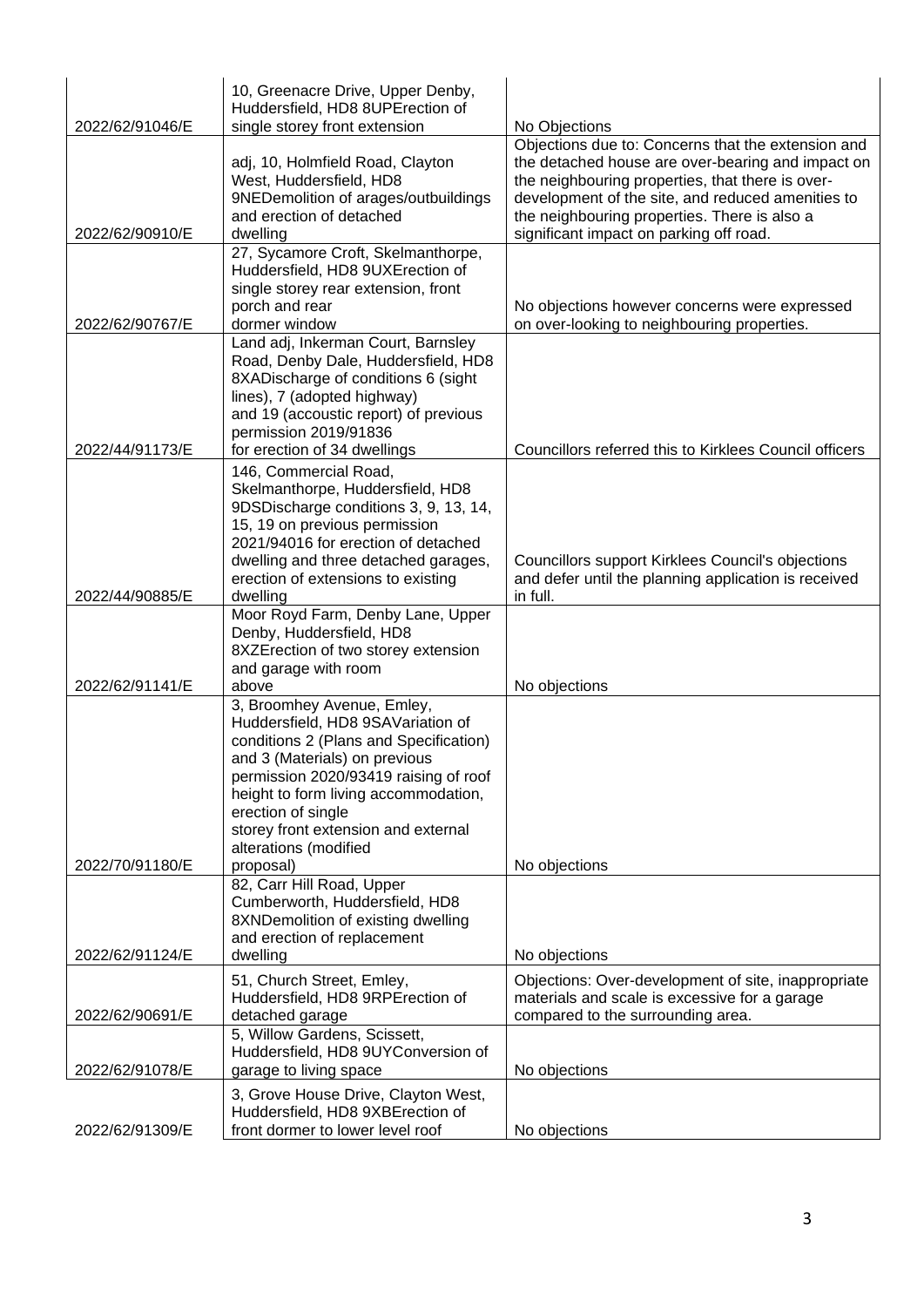| | | |
|---|---|---|
| 2022/62/91046/E | 10, Greenacre Drive, Upper Denby, Huddersfield, HD8 8UPErection of single storey front extension | No Objections |
| 2022/62/90910/E | adj, 10, Holmfield Road, Clayton West, Huddersfield, HD8 9NEDemolition of arages/outbuildings and erection of detached dwelling | Objections due to: Concerns that the extension and the detached house are over-bearing and impact on the neighbouring properties, that there is over-development of the site, and reduced amenities to the neighbouring properties. There is also a significant impact on parking off road. |
| 2022/62/90767/E | 27, Sycamore Croft, Skelmanthorpe, Huddersfield, HD8 9UXErection of single storey rear extension, front porch and rear dormer window | No objections however concerns were expressed on over-looking to neighbouring properties. |
| 2022/44/91173/E | Land adj, Inkerman Court, Barnsley Road, Denby Dale, Huddersfield, HD8 8XADischarge of conditions 6 (sight lines), 7 (adopted highway) and 19 (accoustic report) of previous permission 2019/91836 for erection of 34 dwellings | Councillors referred this to Kirklees Council officers |
| 2022/44/90885/E | 146, Commercial Road, Skelmanthorpe, Huddersfield, HD8 9DSDischarge conditions 3, 9, 13, 14, 15, 19 on previous permission 2021/94016 for erection of detached dwelling and three detached garages, erection of extensions to existing dwelling | Councillors support Kirklees Council's objections and defer until the planning application is received in full. |
| 2022/62/91141/E | Moor Royd Farm, Denby Lane, Upper Denby, Huddersfield, HD8 8XZErection of two storey extension and garage with room above | No objections |
| 2022/70/91180/E | 3, Broomhey Avenue, Emley, Huddersfield, HD8 9SAVariation of conditions 2 (Plans and Specification) and 3 (Materials) on previous permission 2020/93419 raising of roof height to form living accommodation, erection of single storey front extension and external alterations (modified proposal) | No objections |
| 2022/62/91124/E | 82, Carr Hill Road, Upper Cumberworth, Huddersfield, HD8 8XNDemolition of existing dwelling and erection of replacement dwelling | No objections |
| 2022/62/90691/E | 51, Church Street, Emley, Huddersfield, HD8 9RPErection of detached garage | Objections: Over-development of site, inappropriate materials and scale is excessive for a garage compared to the surrounding area. |
| 2022/62/91078/E | 5, Willow Gardens, Scissett, Huddersfield, HD8 9UYConversion of garage to living space | No objections |
| 2022/62/91309/E | 3, Grove House Drive, Clayton West, Huddersfield, HD8 9XBErection of front dormer to lower level roof | No objections |